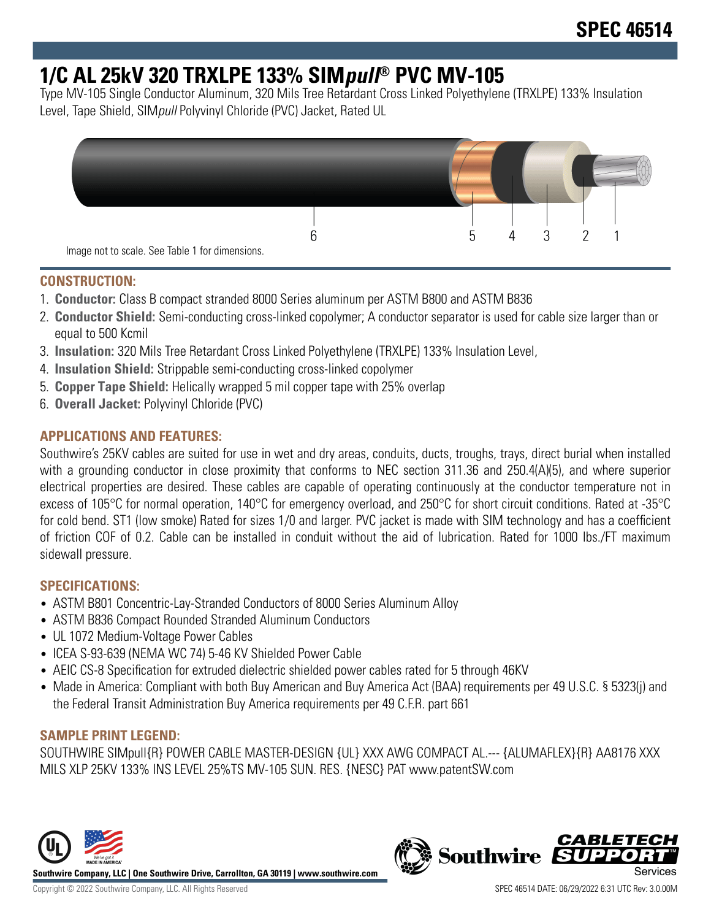# SPEC 46514

# 1/C AL 25kV 320 TRXLPE 133% SIM*pull*® PVC MV-105

Type MV-105 Single Conductor Aluminum, 320 Mils Tree Retardant Cross Linked Polyethylene (TRXLPE) 133% Insulation Level, Tape Shield, SIM*pull* Polyvinyl Chloride (PVC) Jacket, Rated UL

6 5 4 3 2 1

Image not to scale. See Table 1 for dimensions.

## CONSTRUCTION:

1. **Conductor:** Class B compact stranded 8000 Series aluminum per ASTM B800 and ASTM B836
2. **Conductor Shield:** Semi-conducting cross-linked copolymer; A conductor separator is used for cable size larger than or equal to 500 Kcmil
3. **Insulation:** 320 Mils Tree Retardant Cross Linked Polyethylene (TRXLPE) 133% Insulation Level,
4. **Insulation Shield:** Strippable semi-conducting cross-linked copolymer
5. **Copper Tape Shield:** Helically wrapped 5 mil copper tape with 25% overlap
6. **Overall Jacket:** Polyvinyl Chloride (PVC)

## APPLICATIONS AND FEATURES:

Southwire's 25KV cables are suited for use in wet and dry areas, conduits, ducts, troughs, trays, direct burial when installed with a grounding conductor in close proximity that conforms to NEC section 311.36 and 250.4(A)(5), and where superior electrical properties are desired. These cables are capable of operating continuously at the conductor temperature not in excess of 105°C for normal operation, 140°C for emergency overload, and 250°C for short circuit conditions. Rated at -35°C for cold bend. ST1 (low smoke) Rated for sizes 1/0 and larger. PVC jacket is made with SIM technology and has a coefficient of friction COF of 0.2. Cable can be installed in conduit without the aid of lubrication. Rated for 1000 lbs./FT maximum sidewall pressure.

## SPECIFICATIONS:

- ASTM B801 Concentric-Lay-Stranded Conductors of 8000 Series Aluminum Alloy
- ASTM B836 Compact Rounded Stranded Aluminum Conductors
- UL 1072 Medium-Voltage Power Cables
- ICEA S-93-639 (NEMA WC 74) 5-46 KV Shielded Power Cable
- AEIC CS-8 Specification for extruded dielectric shielded power cables rated for 5 through 46KV
- Made in America: Compliant with both Buy American and Buy America Act (BAA) requirements per 49 U.S.C. § 5323(j) and the Federal Transit Administration Buy America requirements per 49 C.F.R. part 661

## SAMPLE PRINT LEGEND:

SOUTHWIRE SIMpull{R} POWER CABLE MASTER-DESIGN {UL} XXX AWG COMPACT AL.--- {ALUMAFLEX}{R} AA8176 XXX MILS XLP 25KV 133% INS LEVEL 25%TS MV-105 SUN. RES. {NESC} PAT www.patentSW.com

**Southwire Company, LLC | One Southwire Drive, Carrollton, GA 30119 | www.southwire.com**

Copyright © 2022 Southwire Company, LLC. All Rights Reserved

SPEC 46514 DATE: 06/29/2022 6:31 UTC Rev: 3.0.00M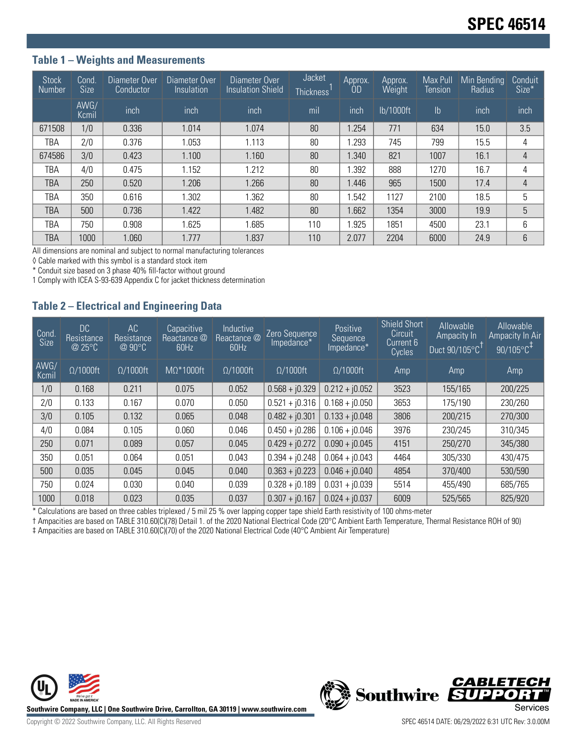# SPEC 46514

## Table 1 – Weights and Measurements

| Stock Number | Cond. Size | Diameter Over Conductor | Diameter Over Insulation | Diameter Over Insulation Shield | Jacket Thickness[1] | Approx. OD | Approx. Weight | Max Pull Tension | Min Bending Radius | Conduit Size* |
|---|---|---|---|---|---|---|---|---|---|---|
| | AWG/ Kcmil | inch | inch | inch | mil | inch | lb/1000ft | lb | inch | inch |
| 671508 | 1/0 | 0.336 | 1.014 | 1.074 | 80 | 1.254 | 771 | 634 | 15.0 | 3.5 |
| TBA | 2/0 | 0.376 | 1.053 | 1.113 | 80 | 1.293 | 745 | 799 | 15.5 | 4 |
| 674586 | 3/0 | 0.423 | 1.100 | 1.160 | 80 | 1.340 | 821 | 1007 | 16.1 | 4 |
| TBA | 4/0 | 0.475 | 1.152 | 1.212 | 80 | 1.392 | 888 | 1270 | 16.7 | 4 |
| TBA | 250 | 0.520 | 1.206 | 1.266 | 80 | 1.446 | 965 | 1500 | 17.4 | 4 |
| TBA | 350 | 0.616 | 1.302 | 1.362 | 80 | 1.542 | 1127 | 2100 | 18.5 | 5 |
| TBA | 500 | 0.736 | 1.422 | 1.482 | 80 | 1.662 | 1354 | 3000 | 19.9 | 5 |
| TBA | 750 | 0.908 | 1.625 | 1.685 | 110 | 1.925 | 1851 | 4500 | 23.1 | 6 |
| TBA | 1000 | 1.060 | 1.777 | 1.837 | 110 | 2.077 | 2204 | 6000 | 24.9 | 6 |

All dimensions are nominal and subject to normal manufacturing tolerances

◊ Cable marked with this symbol is a standard stock item

* Conduit size based on 3 phase 40% fill-factor without ground

1 Comply with ICEA S-93-639 Appendix C for jacket thickness determination

## Table 2 – Electrical and Engineering Data

| Cond. Size | DC Resistance @ 25°C | AC Resistance @ 90°C | Capacitive Reactance @ 60Hz | Inductive Reactance @ 60Hz | Zero Sequence Impedance* | Positive Sequence Impedance* | Shield Short Circuit Current 6 Cycles | Allowable Ampacity In Duct 90/105°C† | Allowable Ampacity In Air 90/105°C‡ |
|---|---|---|---|---|---|---|---|---|---|
| AWG/ Kcmil | Ω/1000ft | Ω/1000ft | MΩ*1000ft | Ω/1000ft | Ω/1000ft | Ω/1000ft | Amp | Amp | Amp |
| 1/0 | 0.168 | 0.211 | 0.075 | 0.052 | 0.568 + j0.329 | 0.212 + j0.052 | 3523 | 155/165 | 200/225 |
| 2/0 | 0.133 | 0.167 | 0.070 | 0.050 | 0.521 + j0.316 | 0.168 + j0.050 | 3653 | 175/190 | 230/260 |
| 3/0 | 0.105 | 0.132 | 0.065 | 0.048 | 0.482 + j0.301 | 0.133 + j0.048 | 3806 | 200/215 | 270/300 |
| 4/0 | 0.084 | 0.105 | 0.060 | 0.046 | 0.450 + j0.286 | 0.106 + j0.046 | 3976 | 230/245 | 310/345 |
| 250 | 0.071 | 0.089 | 0.057 | 0.045 | 0.429 + j0.272 | 0.090 + j0.045 | 4151 | 250/270 | 345/380 |
| 350 | 0.051 | 0.064 | 0.051 | 0.043 | 0.394 + j0.248 | 0.064 + j0.043 | 4464 | 305/330 | 430/475 |
| 500 | 0.035 | 0.045 | 0.045 | 0.040 | 0.363 + j0.223 | 0.046 + j0.040 | 4854 | 370/400 | 530/590 |
| 750 | 0.024 | 0.030 | 0.040 | 0.039 | 0.328 + j0.189 | 0.031 + j0.039 | 5514 | 455/490 | 685/765 |
| 1000 | 0.018 | 0.023 | 0.035 | 0.037 | 0.307 + j0.167 | 0.024 + j0.037 | 6009 | 525/565 | 825/920 |

* Calculations are based on three cables triplexed / 5 mil 25 % over lapping copper tape shield Earth resistivity of 100 ohms-meter

† Ampacities are based on TABLE 310.60(C)(78) Detail 1. of the 2020 National Electrical Code (20°C Ambient Earth Temperature, Thermal Resistance ROH of 90)

‡ Ampacities are based on TABLE 310.60(C)(70) of the 2020 National Electrical Code (40°C Ambient Air Temperature)

Southwire Company, LLC | One Southwire Drive, Carrollton, GA 30119 | www.southwire.com

Copyright © 2022 Southwire Company, LLC. All Rights Reserved

SPEC 46514 DATE: 06/29/2022 6:31 UTC Rev: 3.0.00M